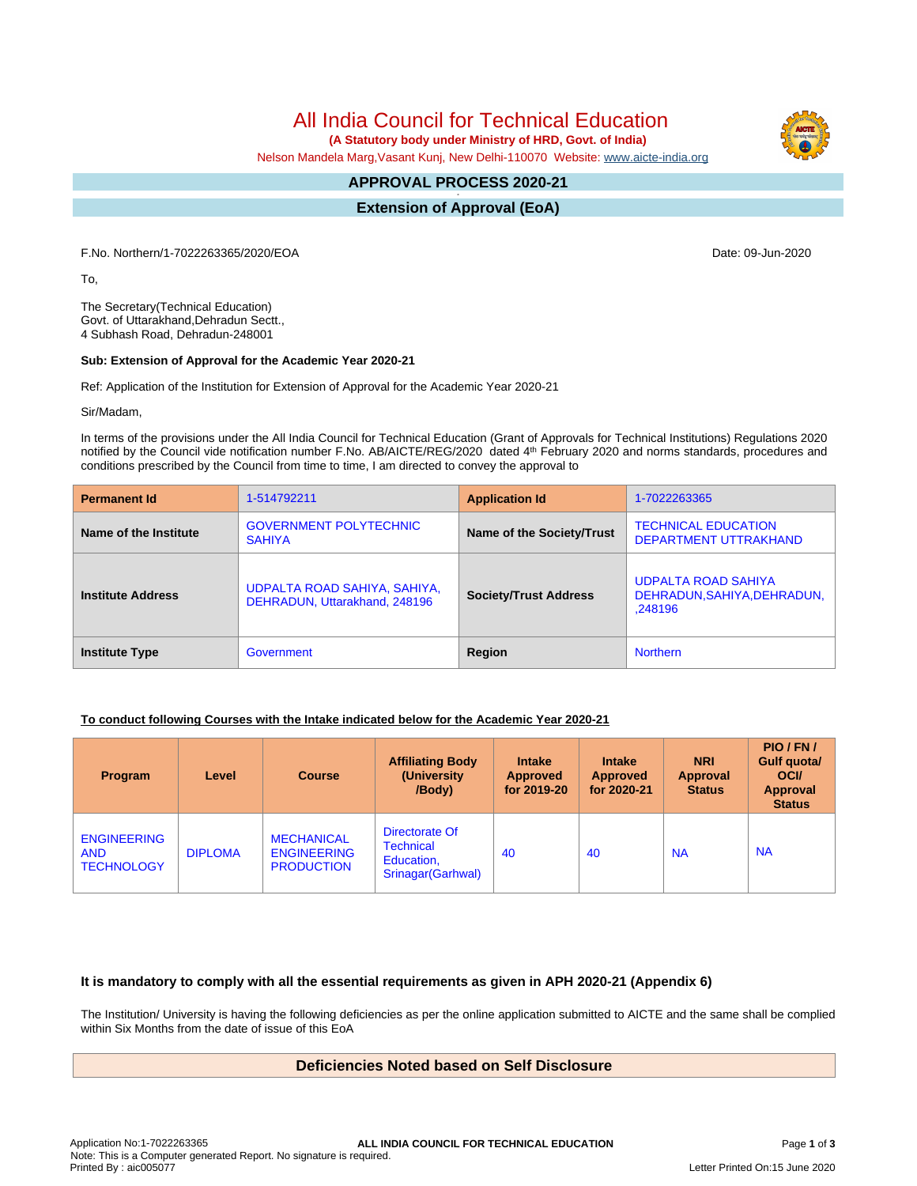# All India Council for Technical Education

**(A Statutory body under Ministry of HRD, Govt. of India)**

Nelson Mandela Marg,Vasant Kunj, New Delhi-110070 Website: www.aicte-india.org

## APPROVAL PROCESS 2020-21

## Extension of Approval (EoA)

F.No. Northern/1-7022263365/2020/EOA

Date: 09-Jun-2020

To,

The Secretary(Technical Education)
Govt. of Uttarakhand,Dehradun Sectt.,
4 Subhash Road, Dehradun-248001

**Sub: Extension of Approval for the Academic Year 2020-21**

Ref: Application of the Institution for Extension of Approval for the Academic Year 2020-21

Sir/Madam,

In terms of the provisions under the All India Council for Technical Education (Grant of Approvals for Technical Institutions) Regulations 2020 notified by the Council vide notification number F.No. AB/AICTE/REG/2020 dated 4th February 2020 and norms standards, procedures and conditions prescribed by the Council from time to time, I am directed to convey the approval to

| **Permanent Id** | 1-514792211 | **Application Id** | 1-7022263365 |
|---|---|---|---|
| **Name of the Institute** | GOVERNMENT POLYTECHNIC SAHIYA | **Name of the Society/Trust** | TECHNICAL EDUCATION DEPARTMENT UTTRAKHAND |
| **Institute Address** | UDPALTA ROAD SAHIYA, SAHIYA, DEHRADUN, Uttarakhand, 248196 | **Society/Trust Address** | UDPALTA ROAD SAHIYA DEHRADUN,SAHIYA,DEHRADUN,,248196 |
| **Institute Type** | Government | **Region** | Northern |

**To conduct following Courses with the Intake indicated below for the Academic Year 2020-21**

| Program | Level | Course | Affiliating Body (University /Body) | Intake Approved for 2019-20 | Intake Approved for 2020-21 | NRI Approval Status | PIO / FN / Gulf quota/ OCI/ Approval Status |
|---|---|---|---|---|---|---|---|
| ENGINEERING AND TECHNOLOGY | DIPLOMA | MECHANICAL ENGINEERING PRODUCTION | Directorate Of Technical Education, Srinagar(Garhwal) | 40 | 40 | NA | NA |

### It is mandatory to comply with all the essential requirements as given in APH 2020-21 (Appendix 6)

The Institution/ University is having the following deficiencies as per the online application submitted to AICTE and the same shall be complied within Six Months from the date of issue of this EoA

## Deficiencies Noted based on Self Disclosure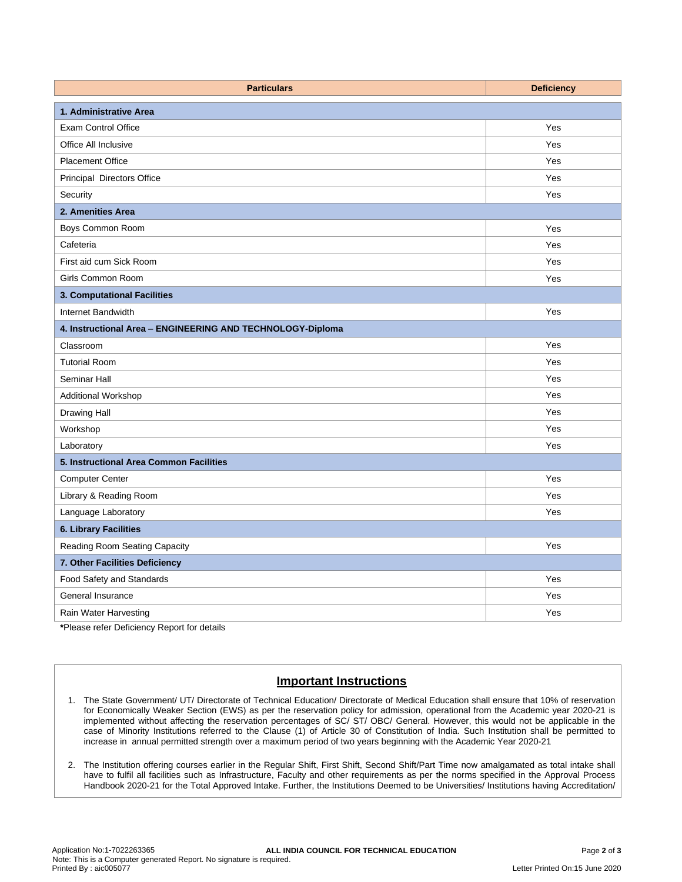| Particulars | Deficiency |
|---|---|
| **1. Administrative Area** | |
| Exam Control Office | Yes |
| Office All Inclusive | Yes |
| Placement Office | Yes |
| Principal Directors Office | Yes |
| Security | Yes |
| **2. Amenities Area** | |
| Boys Common Room | Yes |
| Cafeteria | Yes |
| First aid cum Sick Room | Yes |
| Girls Common Room | Yes |
| **3. Computational Facilities** | |
| Internet Bandwidth | Yes |
| **4. Instructional Area – ENGINEERING AND TECHNOLOGY-Diploma** | |
| Classroom | Yes |
| Tutorial Room | Yes |
| Seminar Hall | Yes |
| Additional Workshop | Yes |
| Drawing Hall | Yes |
| Workshop | Yes |
| Laboratory | Yes |
| **5. Instructional Area Common Facilities** | |
| Computer Center | Yes |
| Library & Reading Room | Yes |
| Language Laboratory | Yes |
| **6. Library Facilities** | |
| Reading Room Seating Capacity | Yes |
| **7. Other Facilities Deficiency** | |
| Food Safety and Standards | Yes |
| General Insurance | Yes |
| Rain Water Harvesting | Yes |

**\***Please refer Deficiency Report for details

## Important Instructions

1. The State Government/ UT/ Directorate of Technical Education/ Directorate of Medical Education shall ensure that 10% of reservation for Economically Weaker Section (EWS) as per the reservation policy for admission, operational from the Academic year 2020-21 is implemented without affecting the reservation percentages of SC/ ST/ OBC/ General. However, this would not be applicable in the case of Minority Institutions referred to the Clause (1) of Article 30 of Constitution of India. Such Institution shall be permitted to increase in annual permitted strength over a maximum period of two years beginning with the Academic Year 2020-21

2. The Institution offering courses earlier in the Regular Shift, First Shift, Second Shift/Part Time now amalgamated as total intake shall have to fulfil all facilities such as Infrastructure, Faculty and other requirements as per the norms specified in the Approval Process Handbook 2020-21 for the Total Approved Intake. Further, the Institutions Deemed to be Universities/ Institutions having Accreditation/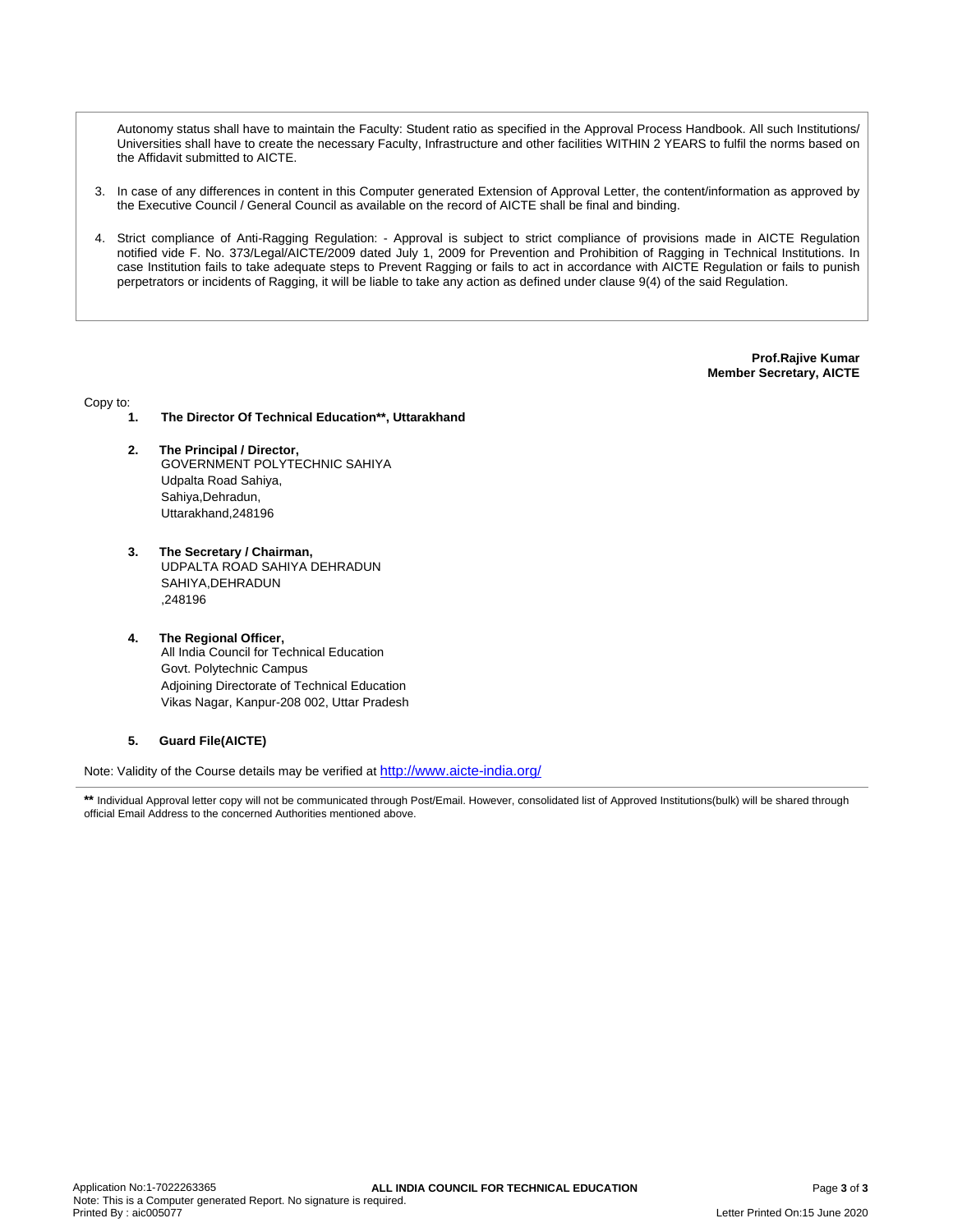Autonomy status shall have to maintain the Faculty: Student ratio as specified in the Approval Process Handbook. All such Institutions/ Universities shall have to create the necessary Faculty, Infrastructure and other facilities WITHIN 2 YEARS to fulfil the norms based on the Affidavit submitted to AICTE.

3. In case of any differences in content in this Computer generated Extension of Approval Letter, the content/information as approved by the Executive Council / General Council as available on the record of AICTE shall be final and binding.

4. Strict compliance of Anti-Ragging Regulation: - Approval is subject to strict compliance of provisions made in AICTE Regulation notified vide F. No. 373/Legal/AICTE/2009 dated July 1, 2009 for Prevention and Prohibition of Ragging in Technical Institutions. In case Institution fails to take adequate steps to Prevent Ragging or fails to act in accordance with AICTE Regulation or fails to punish perpetrators or incidents of Ragging, it will be liable to take any action as defined under clause 9(4) of the said Regulation.

**Prof.Rajive Kumar**
**Member Secretary, AICTE**

Copy to:

1. **The Director Of Technical Education\*\*, Uttarakhand**

2. **The Principal / Director,**
   GOVERNMENT POLYTECHNIC SAHIYA
   Udpalta Road Sahiya,
   Sahiya,Dehradun,
   Uttarakhand,248196

3. **The Secretary / Chairman,**
   UDPALTA ROAD SAHIYA DEHRADUN
   SAHIYA,DEHRADUN
   ,248196

4. **The Regional Officer,**
   All India Council for Technical Education
   Govt. Polytechnic Campus
   Adjoining Directorate of Technical Education
   Vikas Nagar, Kanpur-208 002, Uttar Pradesh

5. **Guard File(AICTE)**

Note: Validity of the Course details may be verified at http://www.aicte-india.org/

**\*\*** Individual Approval letter copy will not be communicated through Post/Email. However, consolidated list of Approved Institutions(bulk) will be shared through official Email Address to the concerned Authorities mentioned above.

Application No:1-7022263365
Note: This is a Computer generated Report. No signature is required.
Printed By : aic005077

**ALL INDIA COUNCIL FOR TECHNICAL EDUCATION**

Letter Printed On:15 June 2020